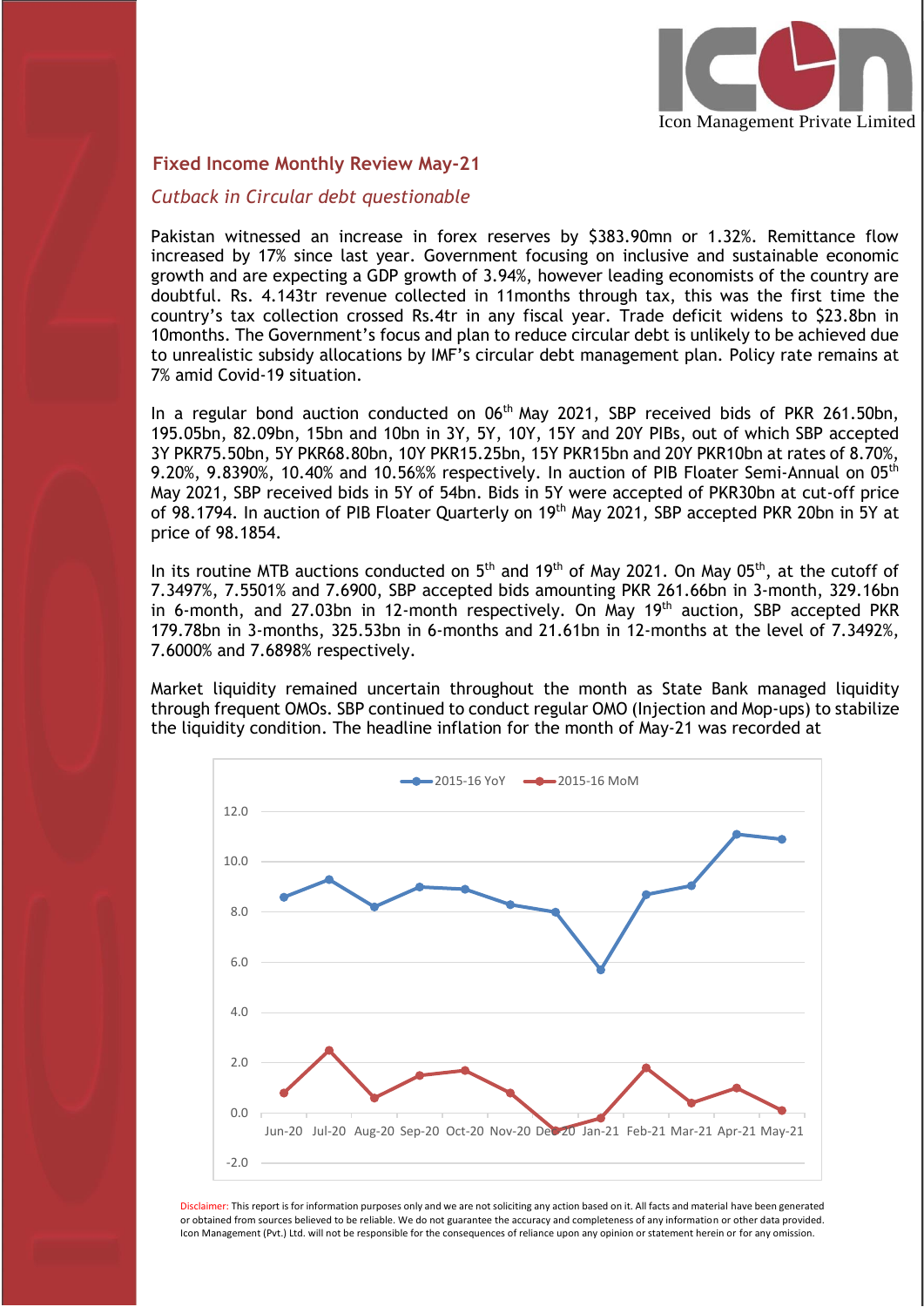Icon Management Private Limited

## Fixed Income Monthly Review May-21

*Cutback in Circular debt questionable*

Pakistan witnessed an increase in forex reserves by $383.90mn or 1.32%. Remittance flow increased by 17% since last year. Government focusing on inclusive and sustainable economic growth and are expecting a GDP growth of 3.94%, however leading economists of the country are doubtful. Rs. 4.143tr revenue collected in 11months through tax, this was the first time the country's tax collection crossed Rs.4tr in any fiscal year. Trade deficit widens to $23.8bn in 10months. The Government's focus and plan to reduce circular debt is unlikely to be achieved due to unrealistic subsidy allocations by IMF's circular debt management plan. Policy rate remains at 7% amid Covid-19 situation.

In a regular bond auction conducted on 06th May 2021, SBP received bids of PKR 261.50bn, 195.05bn, 82.09bn, 15bn and 10bn in 3Y, 5Y, 10Y, 15Y and 20Y PIBs, out of which SBP accepted 3Y PKR75.50bn, 5Y PKR68.80bn, 10Y PKR15.25bn, 15Y PKR15bn and 20Y PKR10bn at rates of 8.70%, 9.20%, 9.8390%, 10.40% and 10.56%% respectively. In auction of PIB Floater Semi-Annual on 05th May 2021, SBP received bids in 5Y of 54bn. Bids in 5Y were accepted of PKR30bn at cut-off price of 98.1794. In auction of PIB Floater Quarterly on 19th May 2021, SBP accepted PKR 20bn in 5Y at price of 98.1854.

In its routine MTB auctions conducted on 5th and 19th of May 2021. On May 05th, at the cutoff of 7.3497%, 7.5501% and 7.6900, SBP accepted bids amounting PKR 261.66bn in 3-month, 329.16bn in 6-month, and 27.03bn in 12-month respectively. On May 19th auction, SBP accepted PKR 179.78bn in 3-months, 325.53bn in 6-months and 21.61bn in 12-months at the level of 7.3492%, 7.6000% and 7.6898% respectively.

Market liquidity remained uncertain throughout the month as State Bank managed liquidity through frequent OMOs. SBP continued to conduct regular OMO (Injection and Mop-ups) to stabilize the liquidity condition. The headline inflation for the month of May-21 was recorded at

Disclaimer: This report is for information purposes only and we are not soliciting any action based on it. All facts and material have been generated or obtained from sources believed to be reliable. We do not guarantee the accuracy and completeness of any information or other data provided. Icon Management (Pvt.) Ltd. will not be responsible for the consequences of reliance upon any opinion or statement herein or for any omission.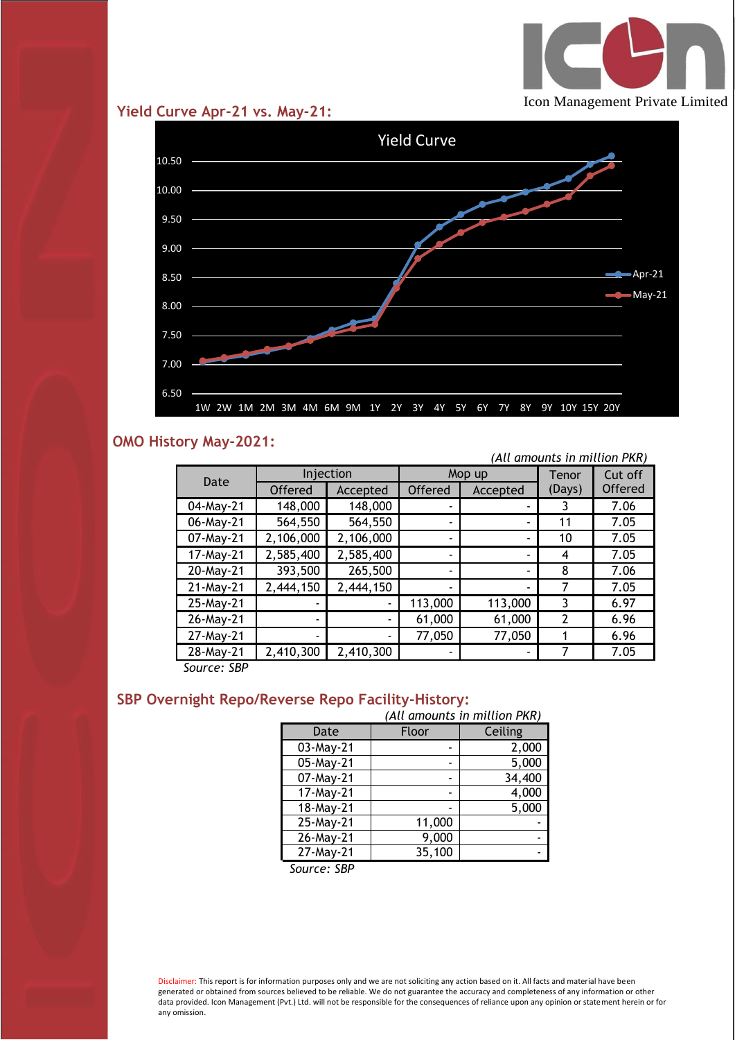Icon Management Private Limited

## Yield Curve Apr-21 vs. May-21:

Yield Curve

10.50
10.00
9.50
9.00
8.50
8.00
7.50
7.00
6.50

1W 2W 1M 2M 3M 4M 6M 9M 1Y 2Y 3Y 4Y 5Y 6Y 7Y 8Y 9Y 10Y 15Y 20Y

Apr-21
May-21

## OMO History May-2021:

*(All amounts in million PKR)*

| Date | Injection | | Mop up | | Tenor (Days) | Cut off Offered |
|---|---|---|---|---|---|---|
| | Offered | Accepted | Offered | Accepted | | |
| 04-May-21 | 148,000 | 148,000 | - | - | 3 | 7.06 |
| 06-May-21 | 564,550 | 564,550 | - | - | 11 | 7.05 |
| 07-May-21 | 2,106,000 | 2,106,000 | - | - | 10 | 7.05 |
| 17-May-21 | 2,585,400 | 2,585,400 | - | - | 4 | 7.05 |
| 20-May-21 | 393,500 | 265,500 | - | - | 8 | 7.06 |
| 21-May-21 | 2,444,150 | 2,444,150 | - | - | 7 | 7.05 |
| 25-May-21 | - | - | 113,000 | 113,000 | 3 | 6.97 |
| 26-May-21 | - | - | 61,000 | 61,000 | 2 | 6.96 |
| 27-May-21 | - | - | 77,050 | 77,050 | 1 | 6.96 |
| 28-May-21 | 2,410,300 | 2,410,300 | - | - | 7 | 7.05 |

*Source: SBP*

## SBP Overnight Repo/Reverse Repo Facility-History:

*(All amounts in million PKR)*

| Date | Floor | Ceiling |
|---|---|---|
| 03-May-21 | - | 2,000 |
| 05-May-21 | - | 5,000 |
| 07-May-21 | - | 34,400 |
| 17-May-21 | - | 4,000 |
| 18-May-21 | - | 5,000 |
| 25-May-21 | 11,000 | - |
| 26-May-21 | 9,000 | - |
| 27-May-21 | 35,100 | - |

*Source: SBP*

Disclaimer: This report is for information purposes only and we are not soliciting any action based on it. All facts and material have been generated or obtained from sources believed to be reliable. We do not guarantee the accuracy and completeness of any information or other data provided. Icon Management (Pvt.) Ltd. will not be responsible for the consequences of reliance upon any opinion or statement herein or for any omission.